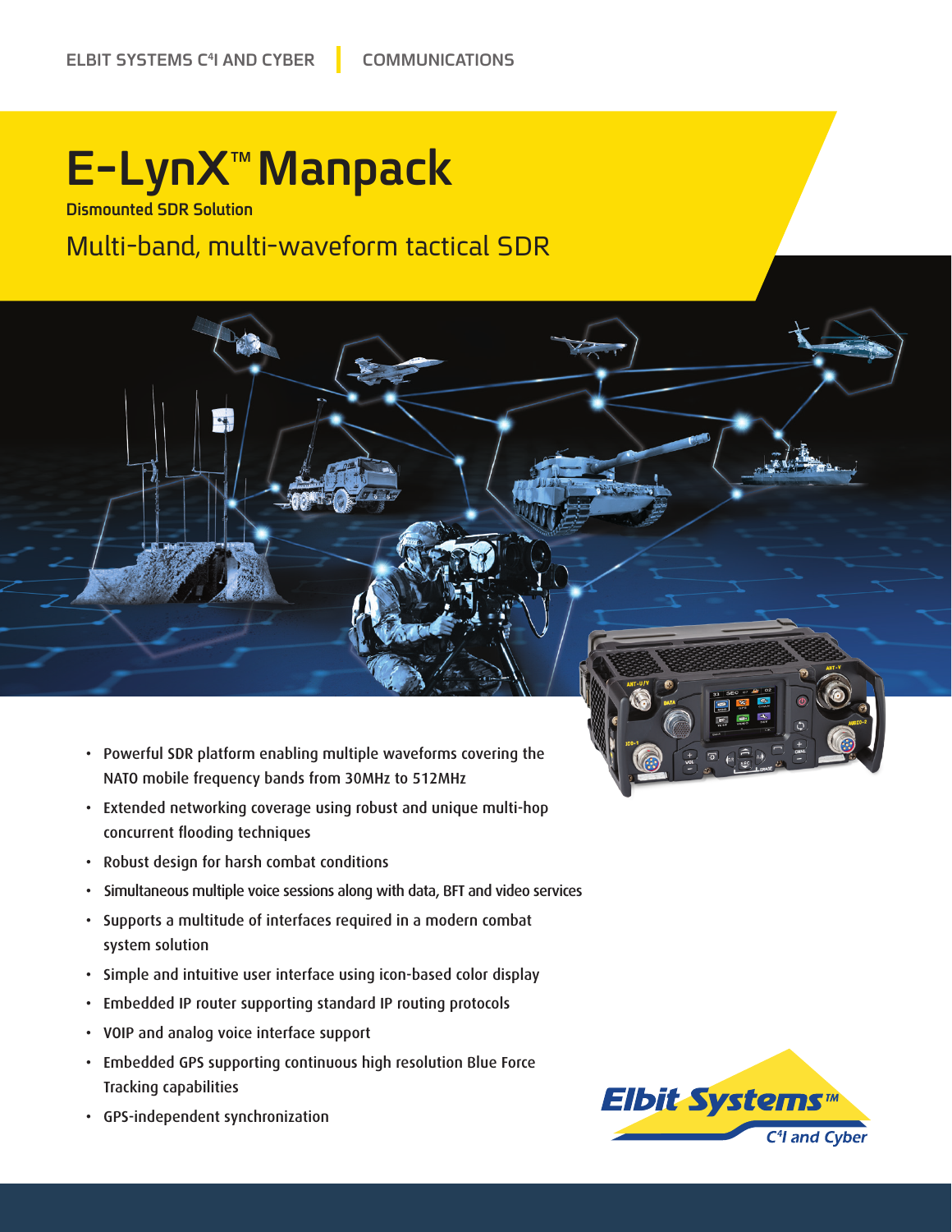ELBIT SYSTEMS C4I AND CYBER | COMMUNICATIONS

# E-LynX™ Manpack

**Dismounted SDR Solution**

## Multi-band, multi-waveform tactical SDR

- Powerful SDR platform enabling multiple waveforms covering the NATO mobile frequency bands from 30MHz to 512MHz
- Extended networking coverage using robust and unique multi-hop concurrent flooding techniques
- Robust design for harsh combat conditions
- Simultaneous multiple voice sessions along with data, BFT and video services
- Supports a multitude of interfaces required in a modern combat system solution
- Simple and intuitive user interface using icon-based color display
- Embedded IP router supporting standard IP routing protocols
- VOIP and analog voice interface support
- Embedded GPS supporting continuous high resolution Blue Force Tracking capabilities
- GPS-independent synchronization

Elbit Systems™ C4I and Cyber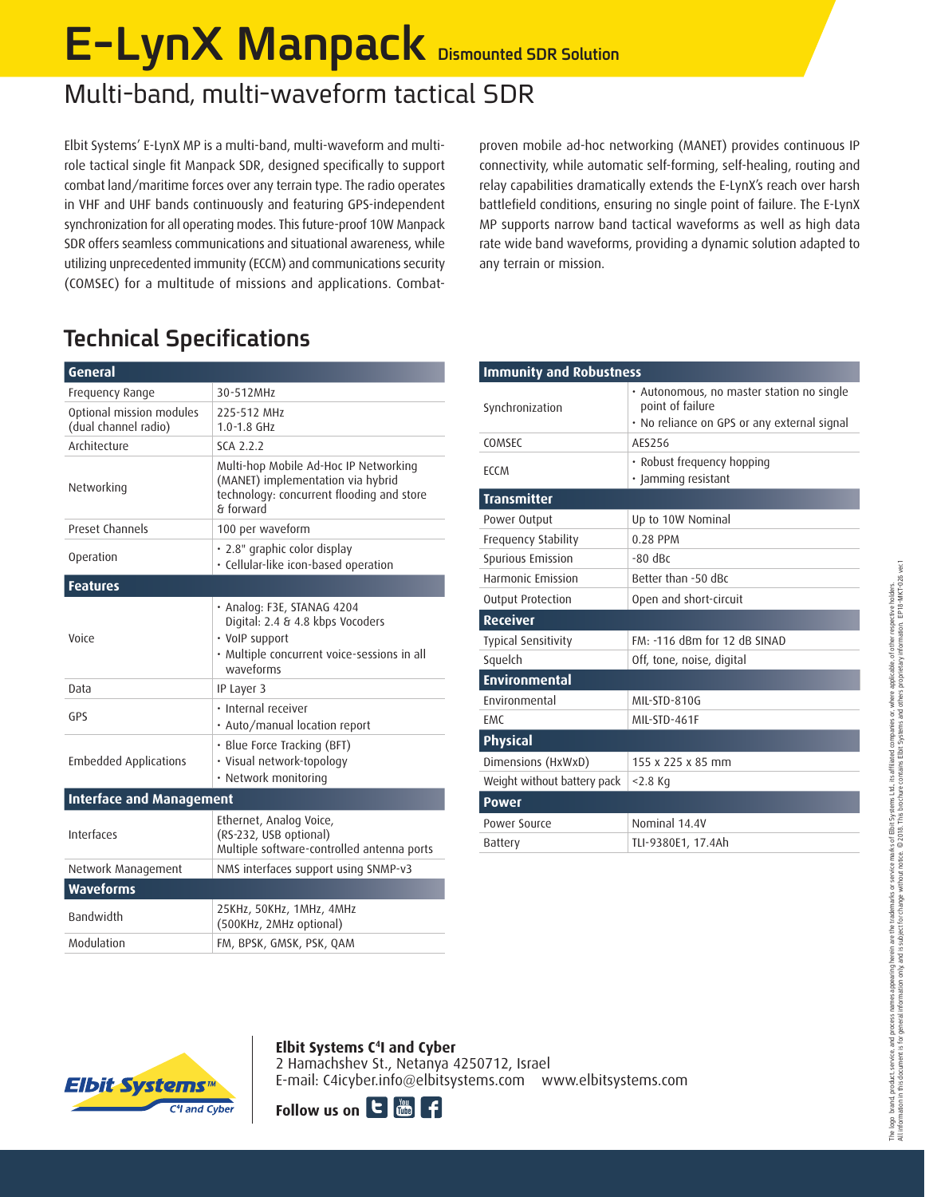# E-LynX Manpack Dismounted SDR Solution

## Multi-band, multi-waveform tactical SDR

Elbit Systems' E-LynX MP is a multi-band, multi-waveform and multi-role tactical single fit Manpack SDR, designed specifically to support combat land/maritime forces over any terrain type. The radio operates in VHF and UHF bands continuously and featuring GPS-independent synchronization for all operating modes. This future-proof 10W Manpack SDR offers seamless communications and situational awareness, while utilizing unprecedented immunity (ECCM) and communications security (COMSEC) for a multitude of missions and applications. Combat-proven mobile ad-hoc networking (MANET) provides continuous IP connectivity, while automatic self-forming, self-healing, routing and relay capabilities dramatically extends the E-LynX's reach over harsh battlefield conditions, ensuring no single point of failure. The E-LynX MP supports narrow band tactical waveforms as well as high data rate wide band waveforms, providing a dynamic solution adapted to any terrain or mission.

## Technical Specifications

| General | |
|---|---|
| Frequency Range | 30-512MHz |
| Optional mission modules (dual channel radio) | 225-512 MHz<br>1.0-1.8 GHz |
| Architecture | SCA 2.2.2 |
| Networking | Multi-hop Mobile Ad-Hoc IP Networking (MANET) implementation via hybrid technology: concurrent flooding and store & forward |
| Preset Channels | 100 per waveform |
| Operation | • 2.8" graphic color display<br>• Cellular-like icon-based operation |
| **Features** | |
| Voice | • Analog: F3E, STANAG 4204<br>Digital: 2.4 & 4.8 kbps Vocoders<br>• VoIP support<br>• Multiple concurrent voice-sessions in all waveforms |
| Data | IP Layer 3 |
| GPS | • Internal receiver<br>• Auto/manual location report |
| Embedded Applications | • Blue Force Tracking (BFT)<br>• Visual network-topology<br>• Network monitoring |
| **Interface and Management** | |
| Interfaces | Ethernet, Analog Voice,<br>(RS-232, USB optional)<br>Multiple software-controlled antenna ports |
| Network Management | NMS interfaces support using SNMP-v3 |
| **Waveforms** | |
| Bandwidth | 25KHz, 50KHz, 1MHz, 4MHz<br>(500KHz, 2MHz optional) |
| Modulation | FM, BPSK, GMSK, PSK, QAM |

| Immunity and Robustness | |
|---|---|
| Synchronization | • Autonomous, no master station no single point of failure<br>• No reliance on GPS or any external signal |
| COMSEC | AES256 |
| ECCM | • Robust frequency hopping<br>• Jamming resistant |
| **Transmitter** | |
| Power Output | Up to 10W Nominal |
| Frequency Stability | 0.28 PPM |
| Spurious Emission | -80 dBc |
| Harmonic Emission | Better than -50 dBc |
| Output Protection | Open and short-circuit |
| **Receiver** | |
| Typical Sensitivity | FM: -116 dBm for 12 dB SINAD |
| Squelch | Off, tone, noise, digital |
| **Environmental** | |
| Environmental | MIL-STD-810G |
| EMC | MIL-STD-461F |
| **Physical** | |
| Dimensions (HxWxD) | 155 x 225 x 85 mm |
| Weight without battery pack | <2.8 Kg |
| **Power** | |
| Power Source | Nominal 14.4V |
| Battery | TLI-9380E1, 17.4Ah |

**Elbit Systems C4I and Cyber**
2 Hamachshev St., Netanya 4250712, Israel
E-mail: C4icyber.info@elbitsystems.com www.elbitsystems.com

**Follow us on**

The logo, brand, product, service and process names appearing herein are the trademarks or service marks of Elbit Systems Ltd., its affiliated companies or, where applicable, of other respective holders. All information in this document is for general information only and is subject for change without notice. © 2018. This brochure contains Elbit Systems and others proprietary information. EP18-MKT-026 ver.1